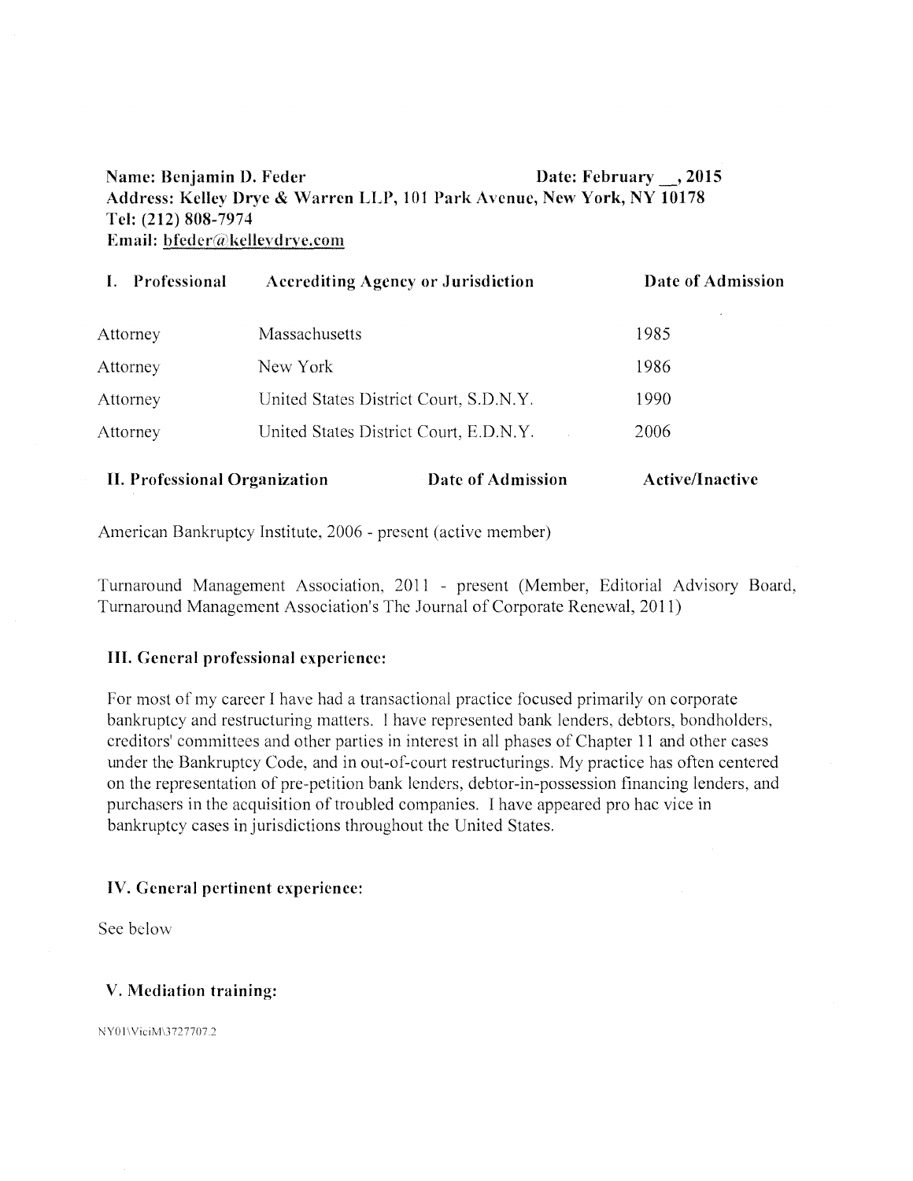**Name: Benjamin D. Feder** **Date: February __, 2015**
**Address: Kelley Drye & Warren LLP, 101 Park Avenue, New York, NY 10178**
**Tel: (212) 808-7974**
**Email: bfeder@kelleydrye.com**

| I. Professional | Accrediting Agency or Jurisdiction | Date of Admission |
|---|---|---|
| Attorney | Massachusetts | 1985 |
| Attorney | New York | 1986 |
| Attorney | United States District Court, S.D.N.Y. | 1990 |
| Attorney | United States District Court, E.D.N.Y. | 2006 |

| II. Professional Organization | Date of Admission | Active/Inactive |
|---|---|---|

American Bankruptcy Institute, 2006 - present (active member)

Turnaround Management Association, 2011 - present (Member, Editorial Advisory Board, Turnaround Management Association's The Journal of Corporate Renewal, 2011)

### III. General professional experience:

For most of my career I have had a transactional practice focused primarily on corporate bankruptcy and restructuring matters. I have represented bank lenders, debtors, bondholders, creditors' committees and other parties in interest in all phases of Chapter 11 and other cases under the Bankruptcy Code, and in out-of-court restructurings. My practice has often centered on the representation of pre-petition bank lenders, debtor-in-possession financing lenders, and purchasers in the acquisition of troubled companies. I have appeared pro hac vice in bankruptcy cases in jurisdictions throughout the United States.

### IV. General pertinent experience:

See below

### V. Mediation training:

NY01\ViciM\3727707.2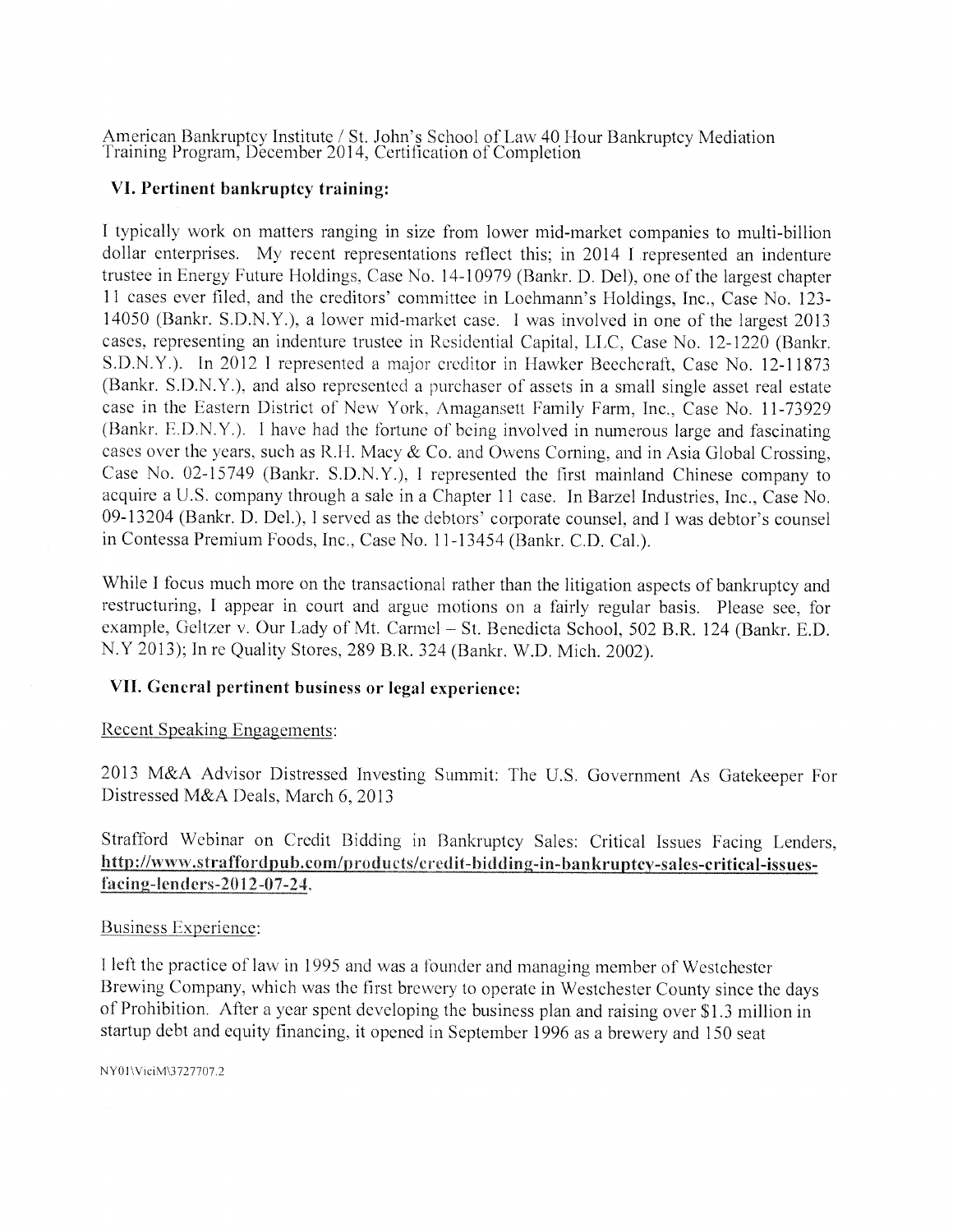American Bankruptcy Institute / St. John's School of Law 40 Hour Bankruptcy Mediation Training Program, December 2014, Certification of Completion

## VI. Pertinent bankruptcy training:

I typically work on matters ranging in size from lower mid-market companies to multi-billion dollar enterprises. My recent representations reflect this; in 2014 I represented an indenture trustee in Energy Future Holdings, Case No. 14-10979 (Bankr. D. Del), one of the largest chapter 11 cases ever filed, and the creditors' committee in Loehmann's Holdings, Inc., Case No. 123-14050 (Bankr. S.D.N.Y.), a lower mid-market case. I was involved in one of the largest 2013 cases, representing an indenture trustee in Residential Capital, LLC, Case No. 12-1220 (Bankr. S.D.N.Y.). In 2012 I represented a major creditor in Hawker Beechcraft, Case No. 12-11873 (Bankr. S.D.N.Y.), and also represented a purchaser of assets in a small single asset real estate case in the Eastern District of New York, Amagansett Family Farm, Inc., Case No. 11-73929 (Bankr. E.D.N.Y.). I have had the fortune of being involved in numerous large and fascinating cases over the years, such as R.H. Macy & Co. and Owens Corning, and in Asia Global Crossing, Case No. 02-15749 (Bankr. S.D.N.Y.), I represented the first mainland Chinese company to acquire a U.S. company through a sale in a Chapter 11 case. In Barzel Industries, Inc., Case No. 09-13204 (Bankr. D. Del.), I served as the debtors' corporate counsel, and I was debtor's counsel in Contessa Premium Foods, Inc., Case No. 11-13454 (Bankr. C.D. Cal.).

While I focus much more on the transactional rather than the litigation aspects of bankruptcy and restructuring, I appear in court and argue motions on a fairly regular basis. Please see, for example, Geltzer v. Our Lady of Mt. Carmel – St. Benedicta School, 502 B.R. 124 (Bankr. E.D. N.Y 2013); In re Quality Stores, 289 B.R. 324 (Bankr. W.D. Mich. 2002).

## VII. General pertinent business or legal experience:

Recent Speaking Engagements:

2013 M&A Advisor Distressed Investing Summit: The U.S. Government As Gatekeeper For Distressed M&A Deals, March 6, 2013

Strafford Webinar on Credit Bidding in Bankruptcy Sales: Critical Issues Facing Lenders, **http://www.straffordpub.com/products/credit-bidding-in-bankruptcy-sales-critical-issues-facing-lenders-2012-07-24**.

Business Experience:

I left the practice of law in 1995 and was a founder and managing member of Westchester Brewing Company, which was the first brewery to operate in Westchester County since the days of Prohibition. After a year spent developing the business plan and raising over $1.3 million in startup debt and equity financing, it opened in September 1996 as a brewery and 150 seat

NY01\ViciM\3727707.2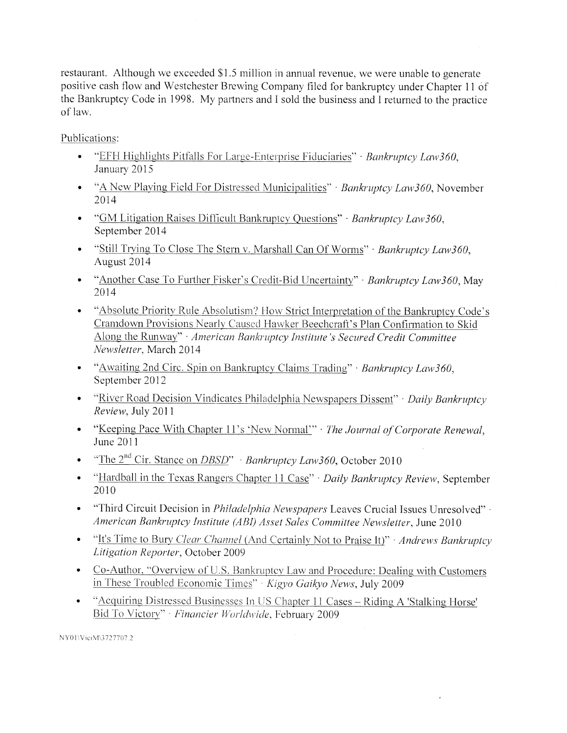restaurant. Although we exceeded $1.5 million in annual revenue, we were unable to generate positive cash flow and Westchester Brewing Company filed for bankruptcy under Chapter 11 of the Bankruptcy Code in 1998. My partners and I sold the business and I returned to the practice of law.

Publications:

- "EFH Highlights Pitfalls For Large-Enterprise Fiduciaries" · *Bankruptcy Law360*, January 2015
- "A New Playing Field For Distressed Municipalities" · *Bankruptcy Law360*, November 2014
- "GM Litigation Raises Difficult Bankruptcy Questions" · *Bankruptcy Law360*, September 2014
- "Still Trying To Close The Stern v. Marshall Can Of Worms" · *Bankruptcy Law360*, August 2014
- "Another Case To Further Fisker's Credit-Bid Uncertainty" · *Bankruptcy Law360*, May 2014
- "Absolute Priority Rule Absolutism? How Strict Interpretation of the Bankruptcy Code's Cramdown Provisions Nearly Caused Hawker Beechcraft's Plan Confirmation to Skid Along the Runway" · *American Bankruptcy Institute's Secured Credit Committee Newsletter*, March 2014
- "Awaiting 2nd Circ. Spin on Bankruptcy Claims Trading" · *Bankruptcy Law360*, September 2012
- "River Road Decision Vindicates Philadelphia Newspapers Dissent" · *Daily Bankruptcy Review*, July 2011
- "Keeping Pace With Chapter 11's 'New Normal'" · *The Journal of Corporate Renewal*, June 2011
- "The 2nd Cir. Stance on *DBSD*" · *Bankruptcy Law360*, October 2010
- "Hardball in the Texas Rangers Chapter 11 Case" · *Daily Bankruptcy Review*, September 2010
- "Third Circuit Decision in *Philadelphia Newspapers* Leaves Crucial Issues Unresolved" · *American Bankruptcy Institute (ABI) Asset Sales Committee Newsletter*, June 2010
- "It's Time to Bury *Clear Channel* (And Certainly Not to Praise It)" · *Andrews Bankruptcy Litigation Reporter*, October 2009
- Co-Author, "Overview of U.S. Bankruptcy Law and Procedure: Dealing with Customers in These Troubled Economic Times" · *Kigyo Gaikyo News*, July 2009
- "Acquiring Distressed Businesses In US Chapter 11 Cases – Riding A 'Stalking Horse' Bid To Victory" · *Financier Worldwide*, February 2009

NY01\VictM\3727707.2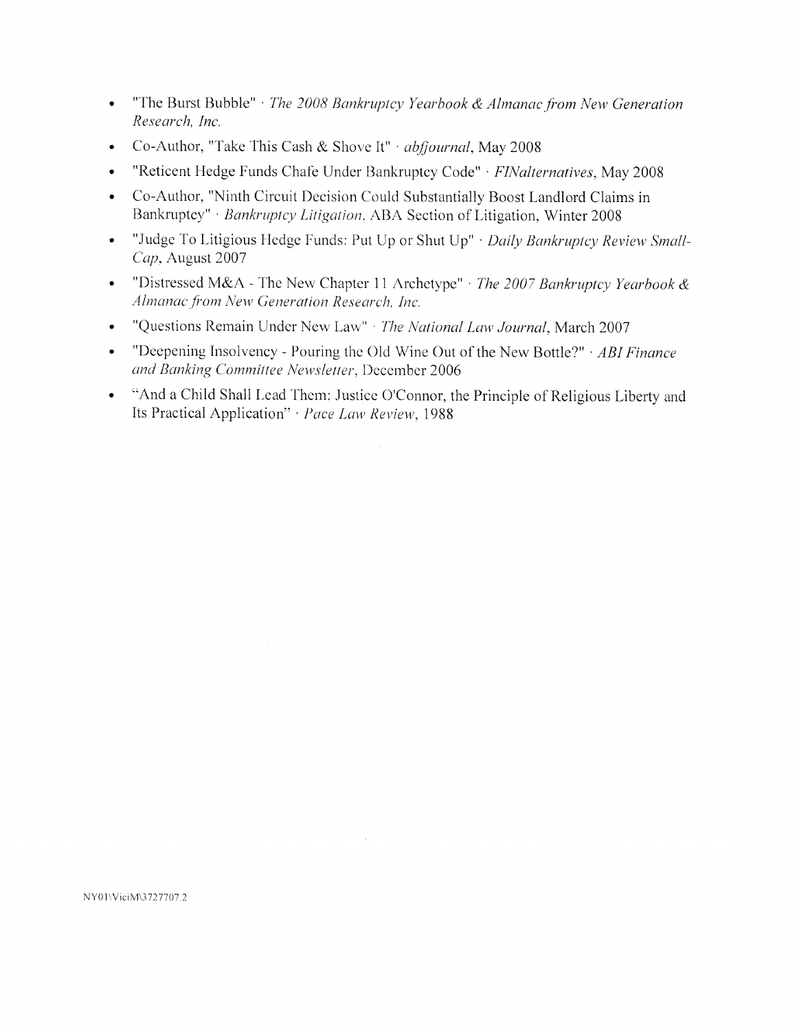- "The Burst Bubble" · *The 2008 Bankruptcy Yearbook & Almanac from New Generation Research, Inc.*
- Co-Author, "Take This Cash & Shove It" · *abfjournal*, May 2008
- "Reticent Hedge Funds Chafe Under Bankruptcy Code" · *FINalternatives*, May 2008
- Co-Author, "Ninth Circuit Decision Could Substantially Boost Landlord Claims in Bankruptcy" · *Bankruptcy Litigation*, ABA Section of Litigation, Winter 2008
- "Judge To Litigious Hedge Funds: Put Up or Shut Up" · *Daily Bankruptcy Review Small-Cap*, August 2007
- "Distressed M&A - The New Chapter 11 Archetype" · *The 2007 Bankruptcy Yearbook & Almanac from New Generation Research, Inc.*
- "Questions Remain Under New Law" · *The National Law Journal*, March 2007
- "Deepening Insolvency - Pouring the Old Wine Out of the New Bottle?" · *ABI Finance and Banking Committee Newsletter*, December 2006
- "And a Child Shall Lead Them: Justice O'Connor, the Principle of Religious Liberty and Its Practical Application" · *Pace Law Review*, 1988

NY01\ViciM\3727707.2